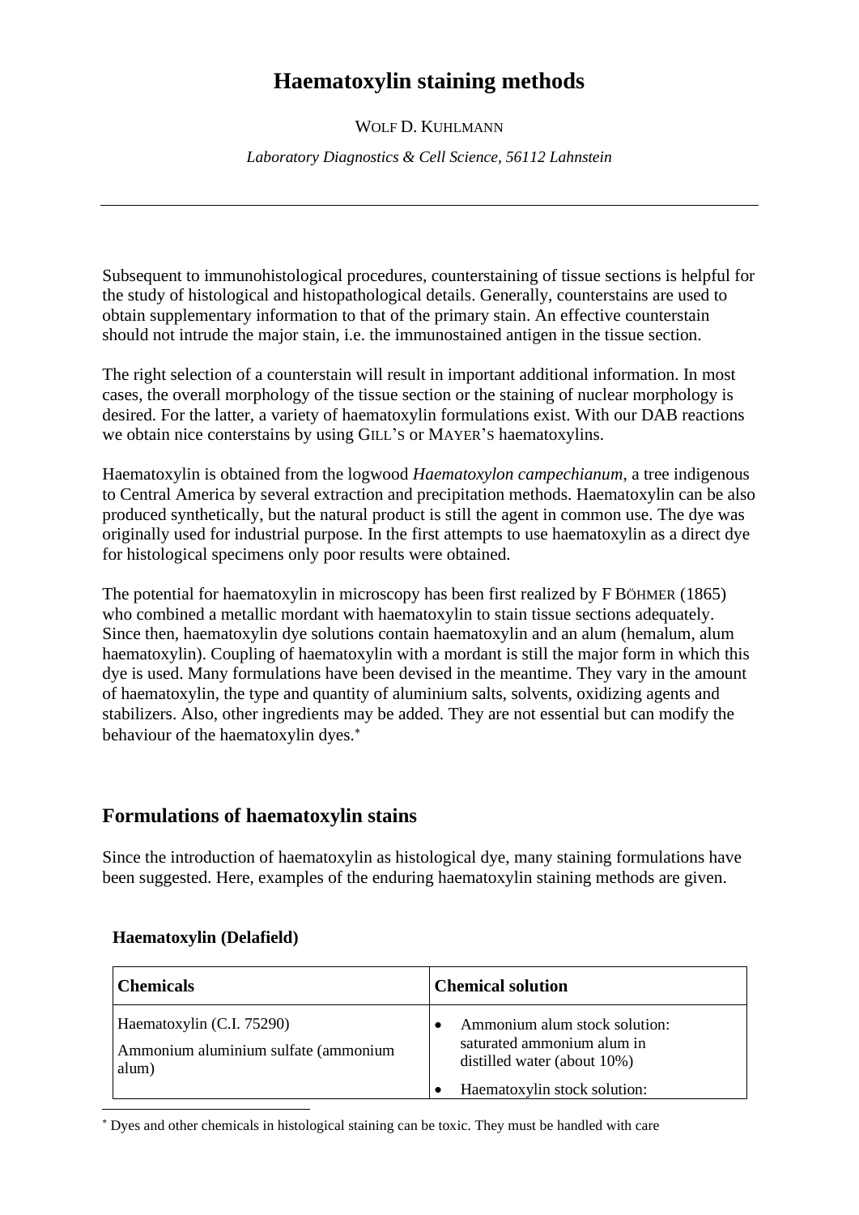# Haematoxylin staining methods

WOLF D. KUHLMANN

*Laboratory Diagnostics & Cell Science, 56112 Lahnstein*

---

Subsequent to immunohistological procedures, counterstaining of tissue sections is helpful for the study of histological and histopathological details. Generally, counterstains are used to obtain supplementary information to that of the primary stain. An effective counterstain should not intrude the major stain, i.e. the immunostained antigen in the tissue section.

The right selection of a counterstain will result in important additional information. In most cases, the overall morphology of the tissue section or the staining of nuclear morphology is desired. For the latter, a variety of haematoxylin formulations exist. With our DAB reactions we obtain nice conterstains by using GILL'S or MAYER'S haematoxylins.

Haematoxylin is obtained from the logwood *Haematoxylon campechianum*, a tree indigenous to Central America by several extraction and precipitation methods. Haematoxylin can be also produced synthetically, but the natural product is still the agent in common use. The dye was originally used for industrial purpose. In the first attempts to use haematoxylin as a direct dye for histological specimens only poor results were obtained.

The potential for haematoxylin in microscopy has been first realized by F BÖHMER (1865) who combined a metallic mordant with haematoxylin to stain tissue sections adequately. Since then, haematoxylin dye solutions contain haematoxylin and an alum (hemalum, alum haematoxylin). Coupling of haematoxylin with a mordant is still the major form in which this dye is used. Many formulations have been devised in the meantime. They vary in the amount of haematoxylin, the type and quantity of aluminium salts, solvents, oxidizing agents and stabilizers. Also, other ingredients may be added. They are not essential but can modify the behaviour of the haematoxylin dyes.*

## Formulations of haematoxylin stains

Since the introduction of haematoxylin as histological dye, many staining formulations have been suggested. Here, examples of the enduring haematoxylin staining methods are given.

### Haematoxylin (Delafield)

| Chemicals | Chemical solution |
|---|---|
| Haematoxylin (C.I. 75290)<br>Ammonium aluminium sulfate (ammonium alum) | • Ammonium alum stock solution: saturated ammonium alum in distilled water (about 10%)<br>• Haematoxylin stock solution: |

---

* Dyes and other chemicals in histological staining can be toxic. They must be handled with care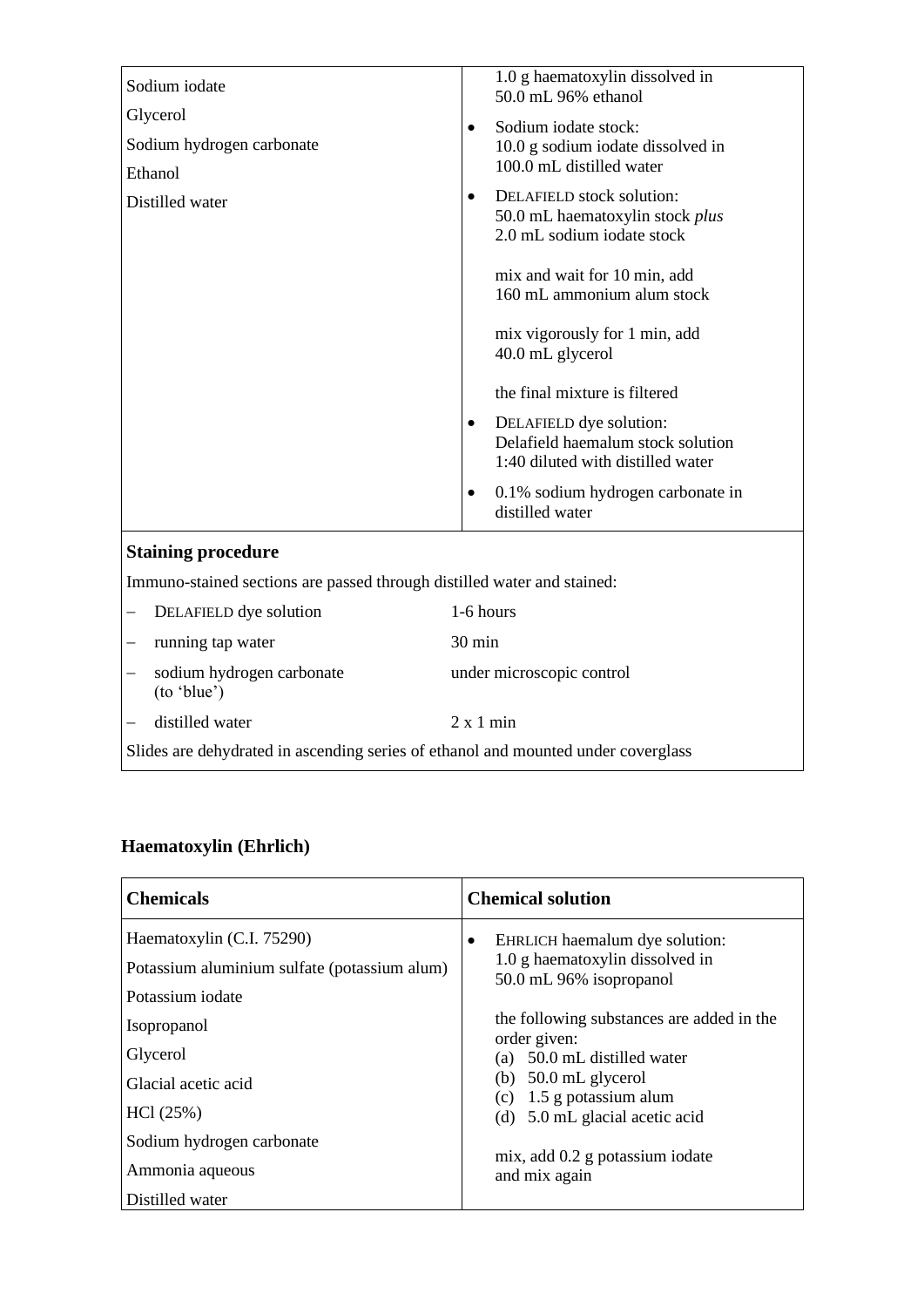| | |
|---|---|
| Sodium iodate<br>Glycerol<br>Sodium hydrogen carbonate<br>Ethanol<br>Distilled water | 1.0 g haematoxylin dissolved in 50.0 mL 96% ethanol<br>• Sodium iodate stock: 10.0 g sodium iodate dissolved in 100.0 mL distilled water<br>• DELAFIELD stock solution: 50.0 mL haematoxylin stock *plus* 2.0 mL sodium iodate stock<br>mix and wait for 10 min, add 160 mL ammonium alum stock<br>mix vigorously for 1 min, add 40.0 mL glycerol<br>the final mixture is filtered<br>• DELAFIELD dye solution: Delafield haemalum stock solution 1:40 diluted with distilled water<br>• 0.1% sodium hydrogen carbonate in distilled water |

**Staining procedure**

Immuno-stained sections are passed through distilled water and stained:

| | |
|---|---|
| – DELAFIELD dye solution | 1-6 hours |
| – running tap water | 30 min |
| – sodium hydrogen carbonate (to 'blue') | under microscopic control |
| – distilled water | 2 x 1 min |

Slides are dehydrated in ascending series of ethanol and mounted under coverglass

## Haematoxylin (Ehrlich)

| Chemicals | Chemical solution |
|---|---|
| Haematoxylin (C.I. 75290)<br>Potassium aluminium sulfate (potassium alum)<br>Potassium iodate<br>Isopropanol<br>Glycerol<br>Glacial acetic acid<br>HCl (25%)<br>Sodium hydrogen carbonate<br>Ammonia aqueous<br>Distilled water | • EHRLICH haemalum dye solution: 1.0 g haematoxylin dissolved in 50.0 mL 96% isopropanol<br>the following substances are added in the order given:<br>(a) 50.0 mL distilled water<br>(b) 50.0 mL glycerol<br>(c) 1.5 g potassium alum<br>(d) 5.0 mL glacial acetic acid<br>mix, add 0.2 g potassium iodate and mix again |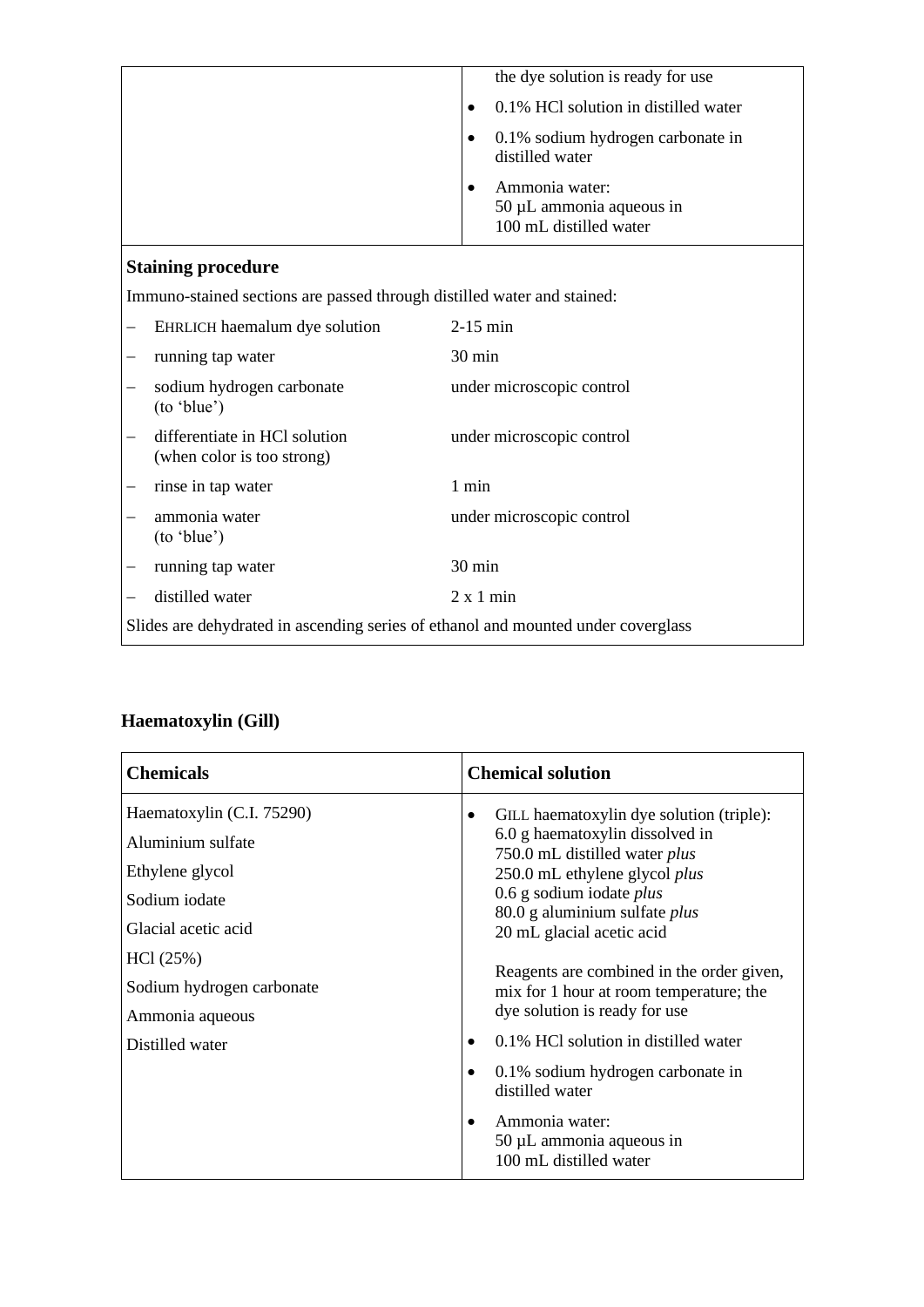| | |
|---|---|
| | the dye solution is ready for use |
| | • 0.1% HCl solution in distilled water |
| | • 0.1% sodium hydrogen carbonate in distilled water |
| | • Ammonia water: 50 µL ammonia aqueous in 100 mL distilled water |

**Staining procedure**

Immuno-stained sections are passed through distilled water and stained:

| Step | Time |
|---|---|
| – EHRLICH haemalum dye solution | 2-15 min |
| – running tap water | 30 min |
| – sodium hydrogen carbonate (to 'blue') | under microscopic control |
| – differentiate in HCl solution (when color is too strong) | under microscopic control |
| – rinse in tap water | 1 min |
| – ammonia water (to 'blue') | under microscopic control |
| – running tap water | 30 min |
| – distilled water | 2 x 1 min |

Slides are dehydrated in ascending series of ethanol and mounted under coverglass

## Haematoxylin (Gill)

| Chemicals | Chemical solution |
|---|---|
| Haematoxylin (C.I. 75290)<br>Aluminium sulfate<br>Ethylene glycol<br>Sodium iodate<br>Glacial acetic acid<br>HCl (25%)<br>Sodium hydrogen carbonate<br>Ammonia aqueous<br>Distilled water | • GILL haematoxylin dye solution (triple): 6.0 g haematoxylin dissolved in 750.0 mL distilled water *plus* 250.0 mL ethylene glycol *plus* 0.6 g sodium iodate *plus* 80.0 g aluminium sulfate *plus* 20 mL glacial acetic acid<br><br>Reagents are combined in the order given, mix for 1 hour at room temperature; the dye solution is ready for use<br>• 0.1% HCl solution in distilled water<br>• 0.1% sodium hydrogen carbonate in distilled water<br>• Ammonia water: 50 µL ammonia aqueous in 100 mL distilled water |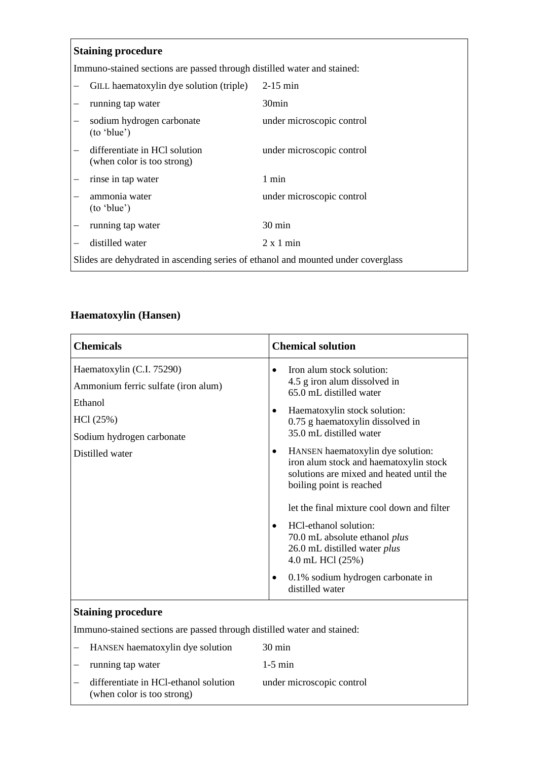**Staining procedure**

Immuno-stained sections are passed through distilled water and stained:

| | | |
|---|---|---|
| – | GILL haematoxylin dye solution (triple) | 2-15 min |
| – | running tap water | 30min |
| – | sodium hydrogen carbonate (to 'blue') | under microscopic control |
| – | differentiate in HCl solution (when color is too strong) | under microscopic control |
| – | rinse in tap water | 1 min |
| – | ammonia water (to 'blue') | under microscopic control |
| – | running tap water | 30 min |
| – | distilled water | 2 x 1 min |

Slides are dehydrated in ascending series of ethanol and mounted under coverglass

## Haematoxylin (Hansen)

| Chemicals | Chemical solution |
|---|---|
| Haematoxylin (C.I. 75290)<br>Ammonium ferric sulfate (iron alum)<br>Ethanol<br>HCl (25%)<br>Sodium hydrogen carbonate<br>Distilled water | • Iron alum stock solution: 4.5 g iron alum dissolved in 65.0 mL distilled water<br>• Haematoxylin stock solution: 0.75 g haematoxylin dissolved in 35.0 mL distilled water<br>• HANSEN haematoxylin dye solution: iron alum stock and haematoxylin stock solutions are mixed and heated until the boiling point is reached<br>let the final mixture cool down and filter<br>• HCl-ethanol solution: 70.0 mL absolute ethanol *plus* 26.0 mL distilled water *plus* 4.0 mL HCl (25%)<br>• 0.1% sodium hydrogen carbonate in distilled water |

**Staining procedure**

Immuno-stained sections are passed through distilled water and stained:

| | | |
|---|---|---|
| – | HANSEN haematoxylin dye solution | 30 min |
| – | running tap water | 1-5 min |
| – | differentiate in HCl-ethanol solution (when color is too strong) | under microscopic control |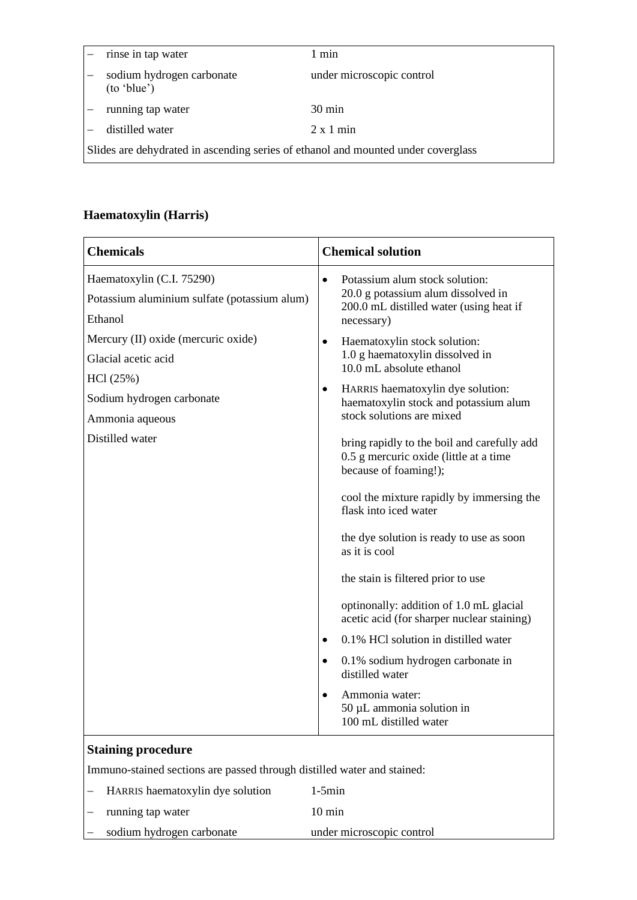| | | |
|---|---|---|
| – | rinse in tap water | 1 min |
| – | sodium hydrogen carbonate (to 'blue') | under microscopic control |
| – | running tap water | 30 min |
| – | distilled water | 2 x 1 min |

Slides are dehydrated in ascending series of ethanol and mounted under coverglass

**Haematoxylin (Harris)**

| **Chemicals** | **Chemical solution** |
|---|---|
| Haematoxylin (C.I. 75290)<br>Potassium aluminium sulfate (potassium alum)<br>Ethanol<br>Mercury (II) oxide (mercuric oxide)<br>Glacial acetic acid<br>HCl (25%)<br>Sodium hydrogen carbonate<br>Ammonia aqueous<br>Distilled water | • Potassium alum stock solution: 20.0 g potassium alum dissolved in 200.0 mL distilled water (using heat if necessary)<br>• Haematoxylin stock solution: 1.0 g haematoxylin dissolved in 10.0 mL absolute ethanol<br>• HARRIS haematoxylin dye solution: haematoxylin stock and potassium alum stock solutions are mixed<br><br>bring rapidly to the boil and carefully add 0.5 g mercuric oxide (little at a time because of foaming!);<br><br>cool the mixture rapidly by immersing the flask into iced water<br><br>the dye solution is ready to use as soon as it is cool<br><br>the stain is filtered prior to use<br><br>optinonally: addition of 1.0 mL glacial acetic acid (for sharper nuclear staining)<br>• 0.1% HCl solution in distilled water<br>• 0.1% sodium hydrogen carbonate in distilled water<br>• Ammonia water: 50 µL ammonia solution in 100 mL distilled water |

**Staining procedure**

Immuno-stained sections are passed through distilled water and stained:

| | | |
|---|---|---|
| – | HARRIS haematoxylin dye solution | 1-5min |
| – | running tap water | 10 min |
| – | sodium hydrogen carbonate | under microscopic control |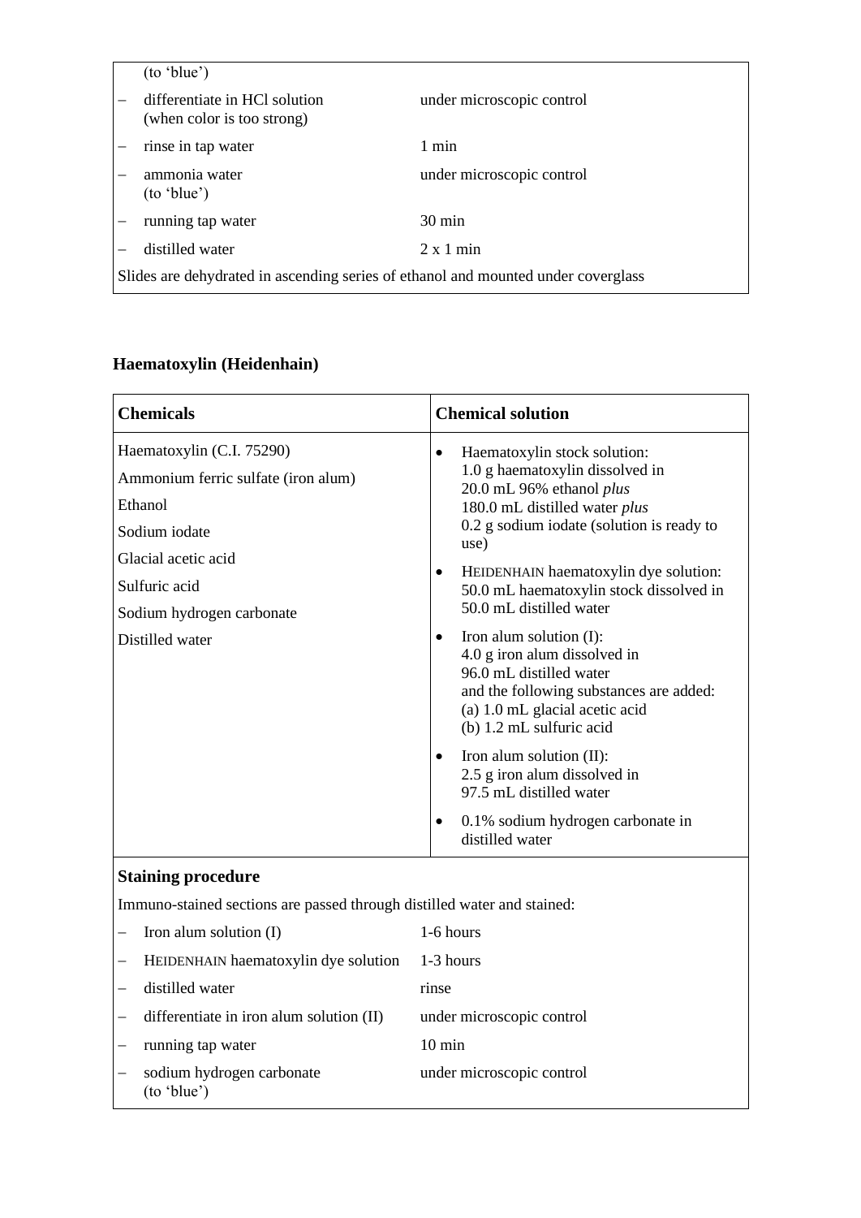| | |
|---|---|
| (to 'blue') | |
| – differentiate in HCl solution (when color is too strong) | under microscopic control |
| – rinse in tap water | 1 min |
| – ammonia water (to 'blue') | under microscopic control |
| – running tap water | 30 min |
| – distilled water | 2 x 1 min |
| Slides are dehydrated in ascending series of ethanol and mounted under coverglass | |

### Haematoxylin (Heidenhain)

| Chemicals | Chemical solution |
|---|---|
| Haematoxylin (C.I. 75290)<br>Ammonium ferric sulfate (iron alum)<br>Ethanol<br>Sodium iodate<br>Glacial acetic acid<br>Sulfuric acid<br>Sodium hydrogen carbonate<br>Distilled water | • Haematoxylin stock solution: 1.0 g haematoxylin dissolved in 20.0 mL 96% ethanol *plus* 180.0 mL distilled water *plus* 0.2 g sodium iodate (solution is ready to use)<br>• HEIDENHAIN haematoxylin dye solution: 50.0 mL haematoxylin stock dissolved in 50.0 mL distilled water<br>• Iron alum solution (I): 4.0 g iron alum dissolved in 96.0 mL distilled water and the following substances are added: (a) 1.0 mL glacial acetic acid (b) 1.2 mL sulfuric acid<br>• Iron alum solution (II): 2.5 g iron alum dissolved in 97.5 mL distilled water<br>• 0.1% sodium hydrogen carbonate in distilled water |

**Staining procedure**

Immuno-stained sections are passed through distilled water and stained:

| | |
|---|---|
| – Iron alum solution (I) | 1-6 hours |
| – HEIDENHAIN haematoxylin dye solution | 1-3 hours |
| – distilled water | rinse |
| – differentiate in iron alum solution (II) | under microscopic control |
| – running tap water | 10 min |
| – sodium hydrogen carbonate (to 'blue') | under microscopic control |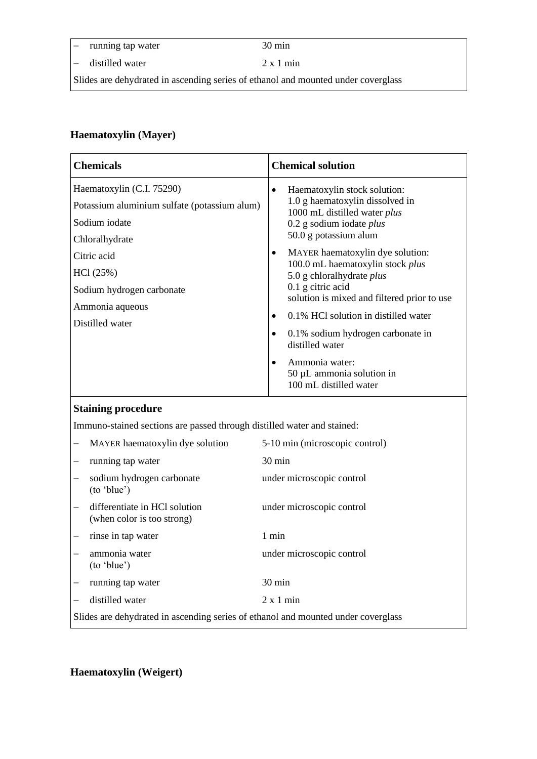| | |
|---|---|
| – running tap water | 30 min |
| – distilled water | 2 x 1 min |
| Slides are dehydrated in ascending series of ethanol and mounted under coverglass | |

## Haematoxylin (Mayer)

| Chemicals | Chemical solution |
|---|---|
| Haematoxylin (C.I. 75290)<br>Potassium aluminium sulfate (potassium alum)<br>Sodium iodate<br>Chloralhydrate<br>Citric acid<br>HCl (25%)<br>Sodium hydrogen carbonate<br>Ammonia aqueous<br>Distilled water | • Haematoxylin stock solution: 1.0 g haematoxylin dissolved in 1000 mL distilled water *plus* 0.2 g sodium iodate *plus* 50.0 g potassium alum<br>• MAYER haematoxylin dye solution: 100.0 mL haematoxylin stock *plus* 5.0 g chloralhydrate *plus* 0.1 g citric acid solution is mixed and filtered prior to use<br>• 0.1% HCl solution in distilled water<br>• 0.1% sodium hydrogen carbonate in distilled water<br>• Ammonia water: 50 µL ammonia solution in 100 mL distilled water |

**Staining procedure**

Immuno-stained sections are passed through distilled water and stained:

| | |
|---|---|
| – MAYER haematoxylin dye solution | 5-10 min (microscopic control) |
| – running tap water | 30 min |
| – sodium hydrogen carbonate (to 'blue') | under microscopic control |
| – differentiate in HCl solution (when color is too strong) | under microscopic control |
| – rinse in tap water | 1 min |
| – ammonia water (to 'blue') | under microscopic control |
| – running tap water | 30 min |
| – distilled water | 2 x 1 min |

Slides are dehydrated in ascending series of ethanol and mounted under coverglass

## Haematoxylin (Weigert)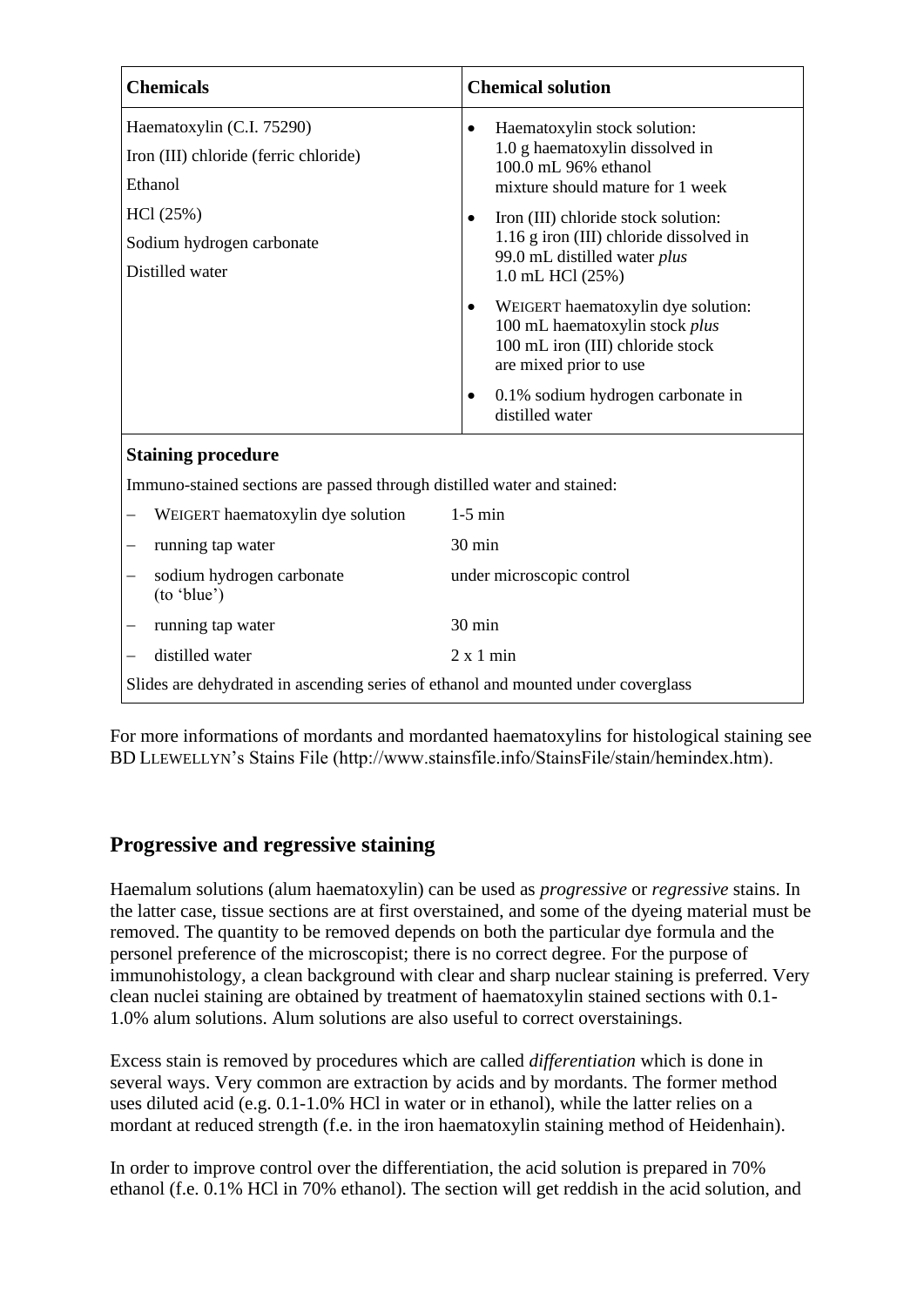| **Chemicals** | **Chemical solution** |
|---|---|
| Haematoxylin (C.I. 75290)<br>Iron (III) chloride (ferric chloride)<br>Ethanol<br>HCl (25%)<br>Sodium hydrogen carbonate<br>Distilled water | • Haematoxylin stock solution: 1.0 g haematoxylin dissolved in 100.0 mL 96% ethanol mixture should mature for 1 week<br>• Iron (III) chloride stock solution: 1.16 g iron (III) chloride dissolved in 99.0 mL distilled water *plus* 1.0 mL HCl (25%)<br>• WEIGERT haematoxylin dye solution: 100 mL haematoxylin stock *plus* 100 mL iron (III) chloride stock are mixed prior to use<br>• 0.1% sodium hydrogen carbonate in distilled water |

**Staining procedure**

Immuno-stained sections are passed through distilled water and stained:

| Step | Time |
|---|---|
| – WEIGERT haematoxylin dye solution | 1-5 min |
| – running tap water | 30 min |
| – sodium hydrogen carbonate (to 'blue') | under microscopic control |
| – running tap water | 30 min |
| – distilled water | 2 x 1 min |

Slides are dehydrated in ascending series of ethanol and mounted under coverglass

For more informations of mordants and mordanted haematoxylins for histological staining see BD LLEWELLYN's Stains File (http://www.stainsfile.info/StainsFile/stain/hemindex.htm).

## Progressive and regressive staining

Haemalum solutions (alum haematoxylin) can be used as *progressive* or *regressive* stains. In the latter case, tissue sections are at first overstained, and some of the dyeing material must be removed. The quantity to be removed depends on both the particular dye formula and the personel preference of the microscopist; there is no correct degree. For the purpose of immunohistology, a clean background with clear and sharp nuclear staining is preferred. Very clean nuclei staining are obtained by treatment of haematoxylin stained sections with 0.1-1.0% alum solutions. Alum solutions are also useful to correct overstainings.

Excess stain is removed by procedures which are called *differentiation* which is done in several ways. Very common are extraction by acids and by mordants. The former method uses diluted acid (e.g. 0.1-1.0% HCl in water or in ethanol), while the latter relies on a mordant at reduced strength (f.e. in the iron haematoxylin staining method of Heidenhain).

In order to improve control over the differentiation, the acid solution is prepared in 70% ethanol (f.e. 0.1% HCl in 70% ethanol). The section will get reddish in the acid solution, and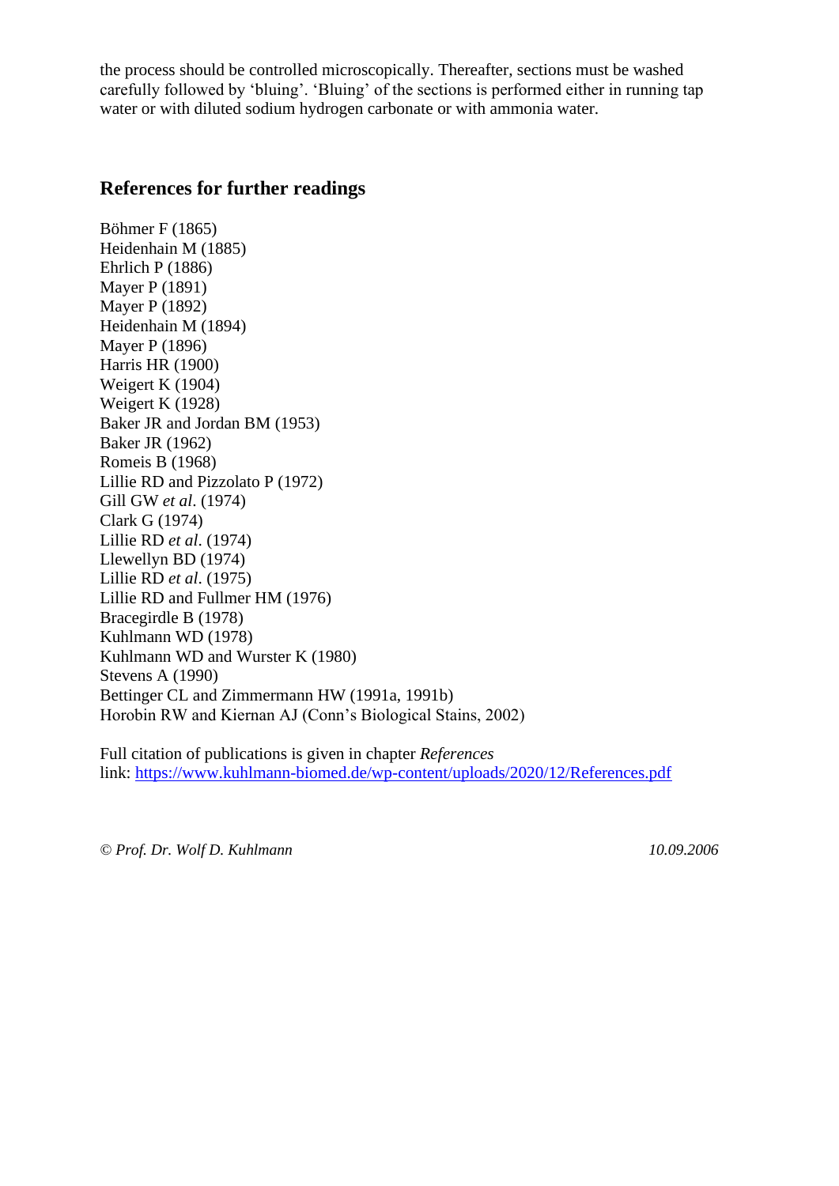the process should be controlled microscopically. Thereafter, sections must be washed carefully followed by 'bluing'. 'Bluing' of the sections is performed either in running tap water or with diluted sodium hydrogen carbonate or with ammonia water.

## References for further readings

Böhmer F (1865)
Heidenhain M (1885)
Ehrlich P (1886)
Mayer P (1891)
Mayer P (1892)
Heidenhain M (1894)
Mayer P (1896)
Harris HR (1900)
Weigert K (1904)
Weigert K (1928)
Baker JR and Jordan BM (1953)
Baker JR (1962)
Romeis B (1968)
Lillie RD and Pizzolato P (1972)
Gill GW *et al*. (1974)
Clark G (1974)
Lillie RD *et al*. (1974)
Llewellyn BD (1974)
Lillie RD *et al*. (1975)
Lillie RD and Fullmer HM (1976)
Bracegirdle B (1978)
Kuhlmann WD (1978)
Kuhlmann WD and Wurster K (1980)
Stevens A (1990)
Bettinger CL and Zimmermann HW (1991a, 1991b)
Horobin RW and Kiernan AJ (Conn's Biological Stains, 2002)

Full citation of publications is given in chapter *References*
link: https://www.kuhlmann-biomed.de/wp-content/uploads/2020/12/References.pdf

*© Prof. Dr. Wolf D. Kuhlmann* *10.09.2006*